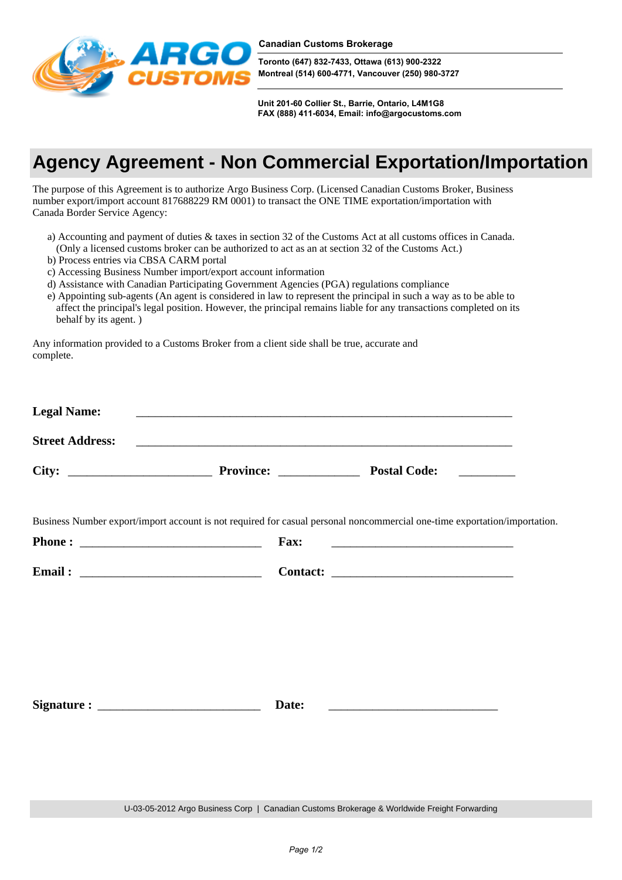**Canadian Customs Brokerage**

**Toronto (647) 832-7433, Ottawa (613) 900-2322**
**Montreal (514) 600-4771, Vancouver (250) 980-3727**

**Unit 201-60 Collier St., Barrie, Ontario, L4M1G8**
**FAX (888) 411-6034, Email: info@argocustoms.com**

# Agency Agreement - Non Commercial Exportation/Importation

The purpose of this Agreement is to authorize Argo Business Corp. (Licensed Canadian Customs Broker, Business number export/import account 817688229 RM 0001) to transact the ONE TIME exportation/importation with Canada Border Service Agency:

a) Accounting and payment of duties & taxes in section 32 of the Customs Act at all customs offices in Canada. (Only a licensed customs broker can be authorized to act as an at section 32 of the Customs Act.)
b) Process entries via CBSA CARM portal
c) Accessing Business Number import/export account information
d) Assistance with Canadian Participating Government Agencies (PGA) regulations compliance
e) Appointing sub-agents (An agent is considered in law to represent the principal in such a way as to be able to affect the principal's legal position. However, the principal remains liable for any transactions completed on its behalf by its agent. )

Any information provided to a Customs Broker from a client side shall be true, accurate and complete.

**Legal Name:** ____________________________________________________________

**Street Address:** ____________________________________________________________

**City:** ______________________ **Province:** ____________ **Postal Code:** _________

Business Number export/import account is not required for casual personal noncommercial one-time exportation/importation.

**Phone :** ____________________________ **Fax:** ____________________________

**Email :** ____________________________ **Contact:** ____________________________

**Signature :** _________________________ **Date:** __________________________

U-03-05-2012 Argo Business Corp | Canadian Customs Brokerage & Worldwide Freight Forwarding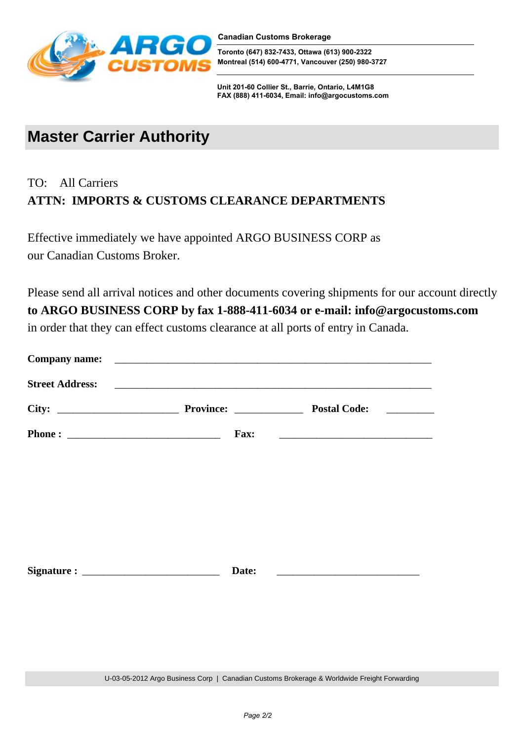ARGO CUSTOMS

**Canadian Customs Brokerage**

**Toronto (647) 832-7433, Ottawa (613) 900-2322**
**Montreal (514) 600-4771, Vancouver (250) 980-3727**

**Unit 201-60 Collier St., Barrie, Ontario, L4M1G8**
**FAX (888) 411-6034, Email: info@argocustoms.com**

# Master Carrier Authority

TO: All Carriers
**ATTN: IMPORTS & CUSTOMS CLEARANCE DEPARTMENTS**

Effective immediately we have appointed ARGO BUSINESS CORP as our Canadian Customs Broker.

Please send all arrival notices and other documents covering shipments for our account directly **to ARGO BUSINESS CORP by fax 1-888-411-6034 or e-mail: info@argocustoms.com** in order that they can effect customs clearance at all ports of entry in Canada.

**Company name:** ____________________________________________________________

**Street Address:** ____________________________________________________________

**City:** _______________________ **Province:** _____________ **Postal Code:** _________

**Phone :** _____________________________ **Fax:** _____________________________

**Signature :** __________________________ **Date:** ___________________________

U-03-05-2012 Argo Business Corp | Canadian Customs Brokerage & Worldwide Freight Forwarding